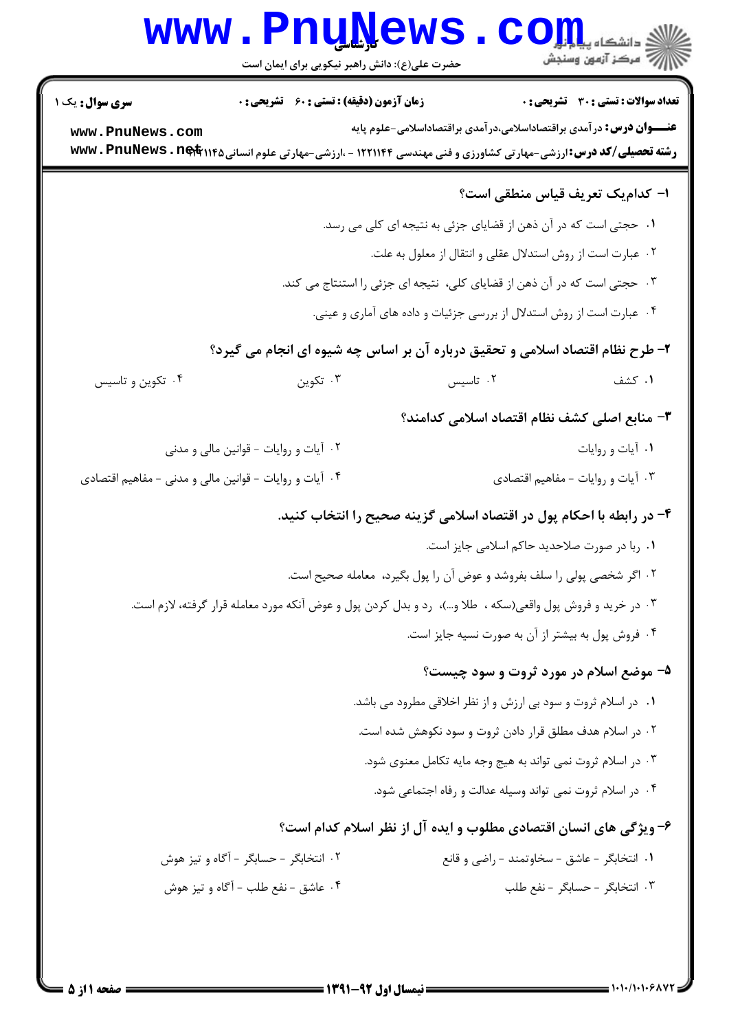**سری سوال:** یک ۱
**زمان آزمون (دقیقه) : تستی : ۶۰ تشریحی : ۰**
**تعداد سوالات : تستی : ۳۰ تشریحی : ۰**

**عنـــوان درس:** درآمدی براقتصاداسلامی،درآمدی براقتصاداسلامی-علوم پایه

**رشته تحصیلی/کد درس:** ارزشی-مهارتی کشاورزی و فنی مهندسی ۱۲۲۱۱۴۴ - ،ارزشی-مهارتی علوم انسانی۱۲۲۱۱۴۵

**۱- کدام‌یک تعریف قیاس منطقی است؟**

۱. حجتی است که در آن ذهن از قضایای جزئی به نتیجه ای کلی می رسد.

۲. عبارت است از روش استدلال عقلی و انتقال از معلول به علت.

۳. حجتی است که در آن ذهن از قضایای کلی، نتیجه ای جزئی را استنتاج می کند.

۴. عبارت است از روش استدلال از بررسی جزئیات و داده های آماری و عینی.

**۲- طرح نظام اقتصاد اسلامی و تحقیق درباره آن بر اساس چه شیوه ای انجام می گیرد؟**

۱. کشف

۲. تاسیس

۳. تکوین

۴. تکوین و تاسیس

**۳- منابع اصلی کشف نظام اقتصاد اسلامی کدامند؟**

۱. آیات و روایات

۲. آیات و روایات - قوانین مالی و مدنی

۳. آیات و روایات - مفاهیم اقتصادی

۴. آیات و روایات - قوانین مالی و مدنی - مفاهیم اقتصادی

**۴- در رابطه با احکام پول در اقتصاد اسلامی گزینه صحیح را انتخاب کنید.**

۱. ربا در صورت صلاحدید حاکم اسلامی جایز است.

۲. اگر شخصی پولی را سلف بفروشد و عوض آن را پول بگیرد، معامله صحیح است.

۳. در خرید و فروش پول واقعی(سکه ، طلا و...)، رد و بدل کردن پول و عوض آنکه مورد معامله قرار گرفته، لازم است.

۴. فروش پول به بیشتر از آن به صورت نسیه جایز است.

**۵- موضع اسلام در مورد ثروت و سود چیست؟**

۱. در اسلام ثروت و سود بی ارزش و از نظر اخلاقی مطرود می باشد.

۲. در اسلام هدف مطلق قرار دادن ثروت و سود نکوهش شده است.

۳. در اسلام ثروت نمی تواند به هیچ وجه مایه تکامل معنوی شود.

۴. در اسلام ثروت نمی تواند وسیله عدالت و رفاه اجتماعی شود.

**۶- ویژگی های انسان اقتصادی مطلوب و ایده آل از نظر اسلام کدام است؟**

۱. انتخابگر - عاشق - سخاوتمند - راضی و قانع

۲. انتخابگر - حسابگر - آگاه و تیز هوش

۳. انتخابگر - حسابگر - نفع طلب

۴. عاشق - نفع طلب - آگاه و تیز هوش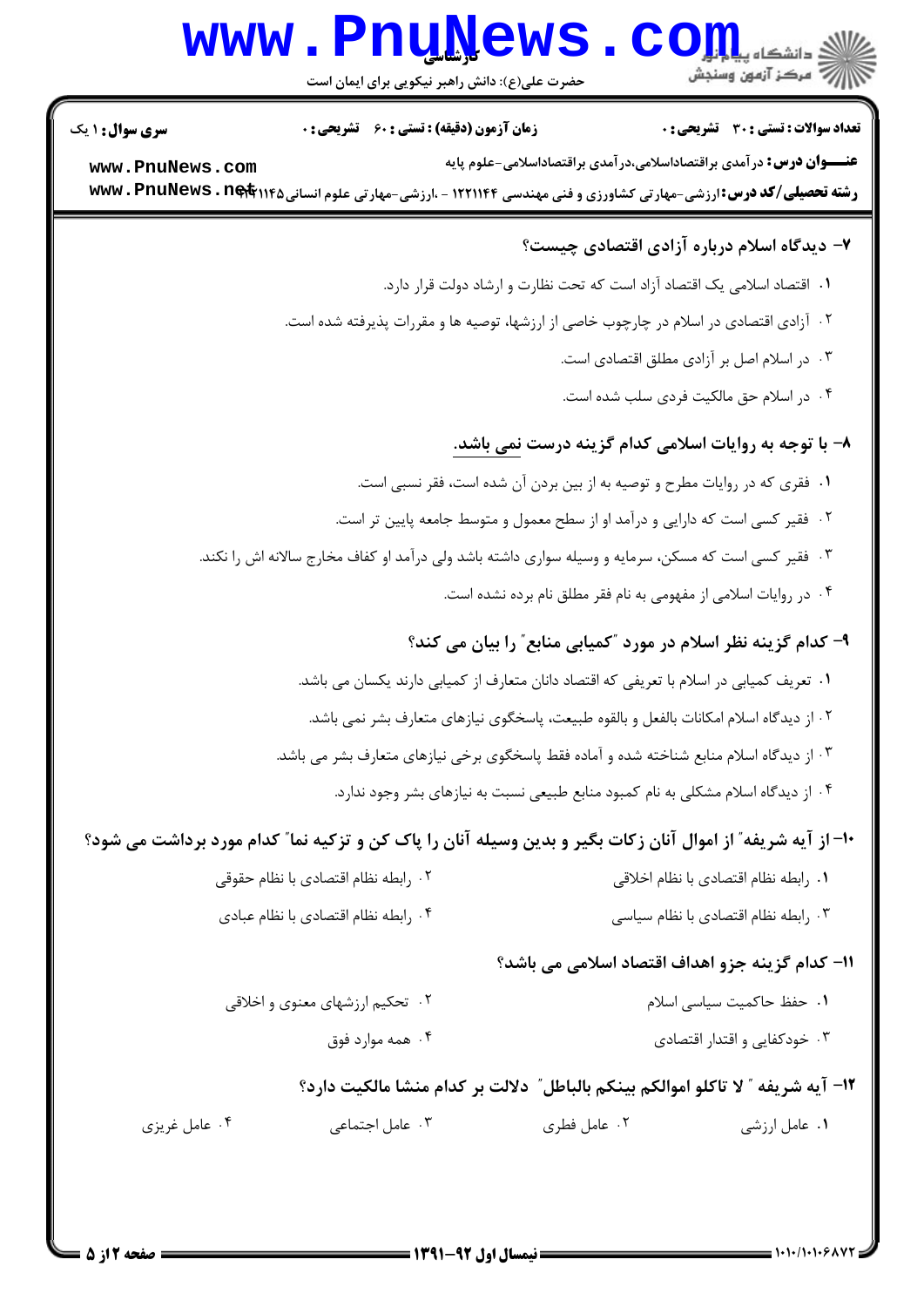**سری سؤال:** ۱ یک

**زمان آزمون (دقیقه) : تستی :** ۶۰ **تشریحی :** ۰

**تعداد سوالات : تستی :** ۳۰ **تشریحی :** ۰

**عنـــوان درس:** درآمدی براقتصاداسلامی،درآمدی براقتصاداسلامی-علوم پایه

**رشته تحصیلی/کد درس:** ارزشی-مهارتی کشاورزی و فنی مهندسی ۱۲۲۱۱۴۴ - ،ارزشی-مهارتی علوم انسانی۱۲۲۱۱۴۵

**۷- دیدگاه اسلام درباره آزادی اقتصادی چیست؟**

۱. اقتصاد اسلامی یک اقتصاد آزاد است که تحت نظارت و ارشاد دولت قرار دارد.

۲. آزادی اقتصادی در اسلام در چارچوب خاصی از ارزشها، توصیه ها و مقررات پذیرفته شده است.

۳. در اسلام اصل بر آزادی مطلق اقتصادی است.

۴. در اسلام حق مالکیت فردی سلب شده است.

**۸- با توجه به روایات اسلامی کدام گزینه درست نمی باشد.**

۱. فقری که در روایات مطرح و توصیه به از بین بردن آن شده است، فقر نسبی است.

۲. فقیر کسی است که دارایی و درآمد او از سطح معمول و متوسط جامعه پایین تر است.

۳. فقیر کسی است که مسکن، سرمایه و وسیله سواری داشته باشد ولی درآمد او کفاف مخارج سالانه اش را نکند.

۴. در روایات اسلامی از مفهومی به نام فقر مطلق نام برده نشده است.

**۹- کدام گزینه نظر اسلام در مورد "کمیابی منابع" را بیان می کند؟**

۱. تعریف کمیابی در اسلام با تعریفی که اقتصاد دانان متعارف از کمیابی دارند یکسان می باشد.

۲. از دیدگاه اسلام امکانات بالفعل و بالقوه طبیعت، پاسخگوی نیازهای متعارف بشر نمی باشد.

۳. از دیدگاه اسلام منابع شناخته شده و آماده فقط پاسخگوی برخی نیازهای متعارف بشر می باشد.

۴. از دیدگاه اسلام مشکلی به نام کمبود منابع طبیعی نسبت به نیازهای بشر وجود ندارد.

**۱۰- از آیه شریفه" از اموال آنان زکات بگیر و بدین وسیله آنان را پاک کن و تزکیه نما" کدام مورد برداشت می شود؟**

۱. رابطه نظام اقتصادی با نظام اخلاقی

۲. رابطه نظام اقتصادی با نظام حقوقی

۳. رابطه نظام اقتصادی با نظام سیاسی

۴. رابطه نظام اقتصادی با نظام عبادی

**۱۱- کدام گزینه جزو اهداف اقتصاد اسلامی می باشد؟**

۱. حفظ حاکمیت سیاسی اسلام

۲. تحکیم ارزشهای معنوی و اخلاقی

۳. خودکفایی و اقتدار اقتصادی

۴. همه موارد فوق

**۱۲- آیه شریفه " لا تاکلو اموالکم بینکم بالباطل" دلالت بر کدام منشا مالکیت دارد؟**

۱. عامل ارزشی

۲. عامل فطری

۳. عامل اجتماعی

۴. عامل غریزی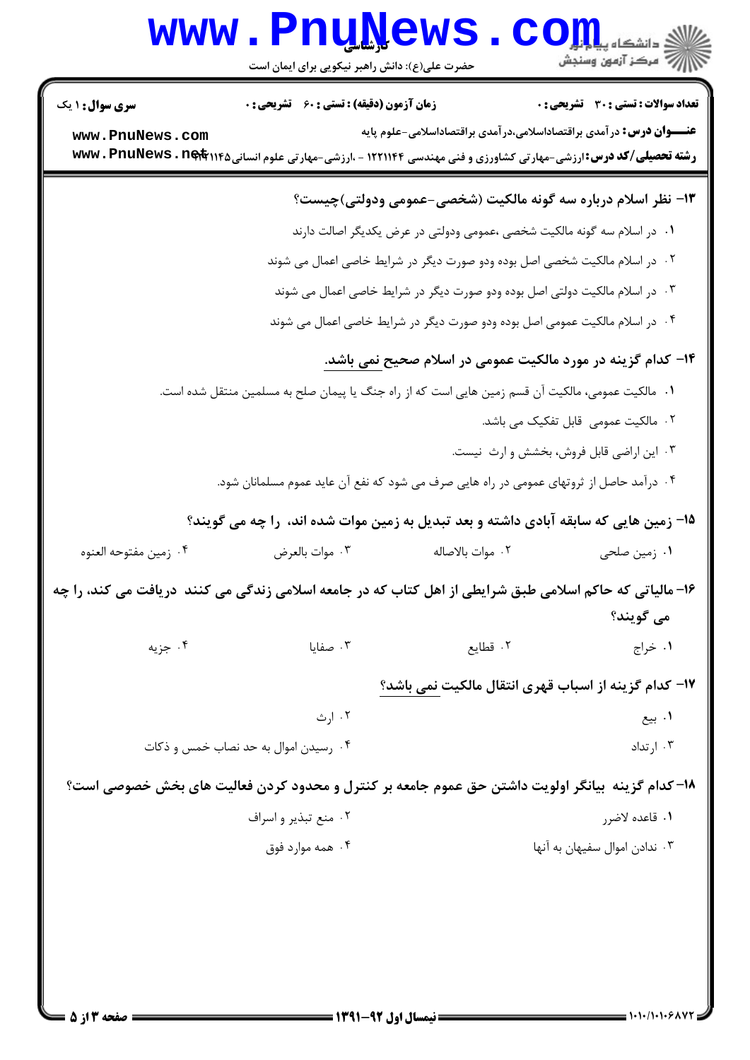**۱۳- نظر اسلام درباره سه گونه مالکیت (شخصی-عمومی ودولتی)چیست؟**

۱. در اسلام سه گونه مالکیت شخصی ،عمومی ودولتی در عرض یکدیگر اصالت دارند

۲. در اسلام مالکیت شخصی اصل بوده ودو صورت دیگر در شرایط خاصی اعمال می شوند

۳. در اسلام مالکیت دولتی اصل بوده ودو صورت دیگر در شرایط خاصی اعمال می شوند

۴. در اسلام مالکیت عمومی اصل بوده ودو صورت دیگر در شرایط خاصی اعمال می شوند

**۱۴- کدام گزینه در مورد مالکیت عمومی در اسلام صحیح نمی باشد.**

۱. مالکیت عمومی، مالکیت آن قسم زمین هایی است که از راه جنگ یا پیمان صلح به مسلمین منتقل شده است.

۲. مالکیت عمومی قابل تفکیک می باشد.

۳. این اراضی قابل فروش، بخشش و ارث نیست.

۴. درآمد حاصل از ثروتهای عمومی در راه هایی صرف می شود که نفع آن عاید عموم مسلمانان شود.

**۱۵- زمین هایی که سابقه آبادی داشته و بعد تبدیل به زمین موات شده اند، را چه می گویند؟**

۱. زمین صلحی ۲. موات بالاصاله ۳. موات بالعرض ۴. زمین مفتوحه العنوه

**۱۶- مالیاتی که حاکم اسلامی طبق شرایطی از اهل کتاب که در جامعه اسلامی زندگی می کنند دریافت می کند، را چه می گویند؟**

۱. خراج ۲. قطایع ۳. صفایا ۴. جزیه

**۱۷- کدام گزینه از اسباب قهری انتقال مالکیت نمی باشد؟**

۱. بیع ۲. ارث

۳. ارتداد ۴. رسیدن اموال به حد نصاب خمس و ذکات

**۱۸- کدام گزینه بیانگر اولویت داشتن حق عموم جامعه بر کنترل و محدود کردن فعالیت های بخش خصوصی است؟**

۱. قاعده لاضرر ۲. منع تبذیر و اسراف

۳. ندادن اموال سفیهان به آنها ۴. همه موارد فوق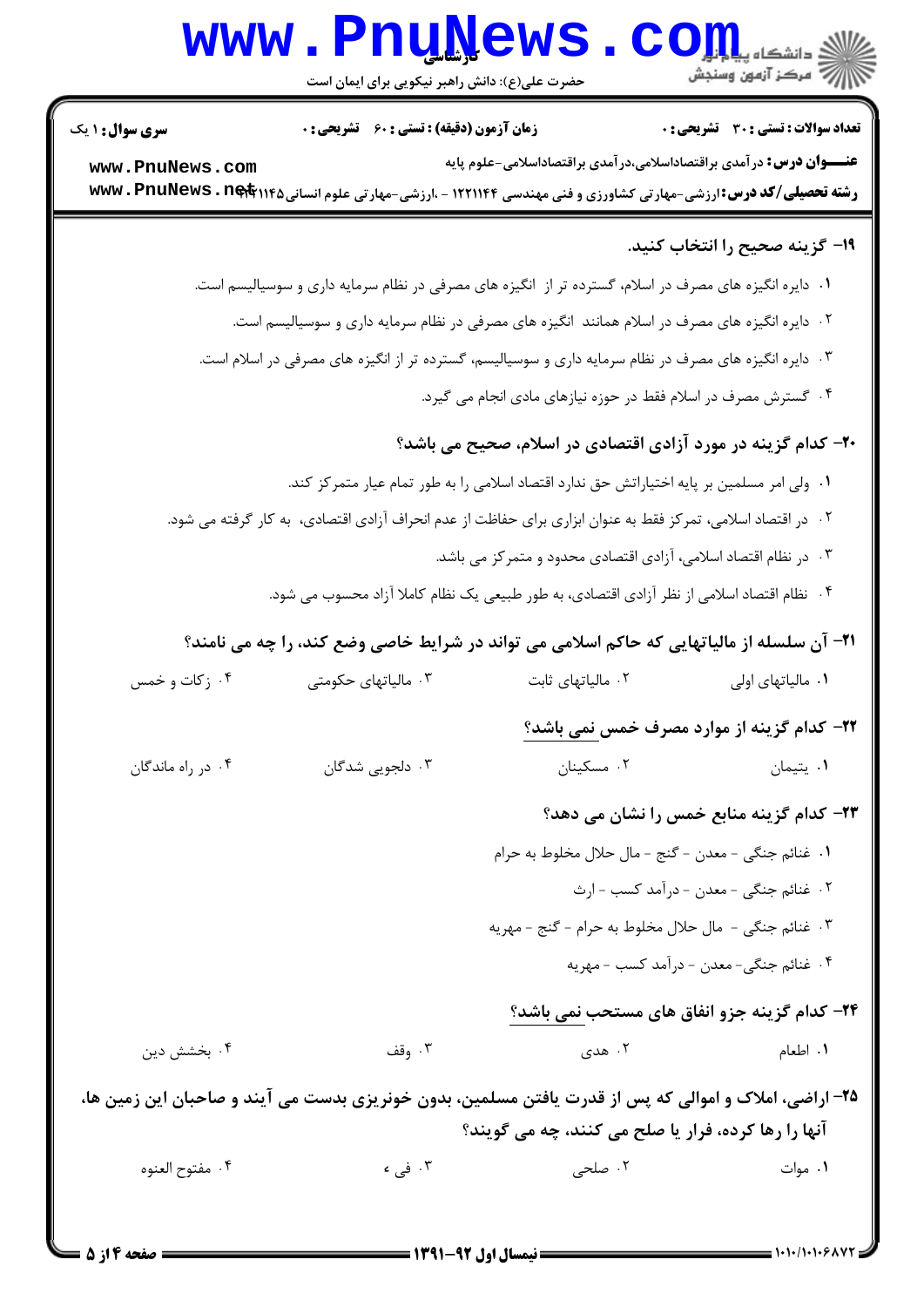۱۹- گزینه صحیح را انتخاب کنید.

۱. دایره انگیزه های مصرف در اسلام، گسترده تر از انگیزه های مصرفی در نظام سرمایه داری و سوسیالیسم است.

۲. دایره انگیزه های مصرف در اسلام همانند انگیزه های مصرفی در نظام سرمایه داری و سوسیالیسم است.

۳. دایره انگیزه های مصرف در نظام سرمایه داری و سوسیالیسم، گسترده تر از انگیزه های مصرفی در اسلام است.

۴. گسترش مصرف در اسلام فقط در حوزه نیازهای مادی انجام می گیرد.

۲۰- کدام گزینه در مورد آزادی اقتصادی در اسلام، صحیح می باشد؟

۱. ولی امر مسلمین بر پایه اختیاراتش حق ندارد اقتصاد اسلامی را به طور تمام عیار متمرکز کند.

۲. در اقتصاد اسلامی، تمرکز فقط به عنوان ابزاری برای حفاظت از عدم انحراف آزادی اقتصادی، به کار گرفته می شود.

۳. در نظام اقتصاد اسلامی، آزادی اقتصادی محدود و متمرکز می باشد.

۴. نظام اقتصاد اسلامی از نظر آزادی اقتصادی، به طور طبیعی یک نظام کاملا آزاد محسوب می شود.

۲۱- آن سلسله از مالیاتهایی که حاکم اسلامی می تواند در شرایط خاصی وضع کند، را چه می نامند؟

۱. مالیاتهای اولی ۲. مالیاتهای ثابت ۳. مالیاتهای حکومتی ۴. زکات و خمس

۲۲- کدام گزینه از موارد مصرف خمس نمی باشد؟

۱. یتیمان ۲. مسکینان ۳. دلجویی شدگان ۴. در راه ماندگان

۲۳- کدام گزینه منابع خمس را نشان می دهد؟

۱. غنائم جنگی - معدن - گنج - مال حلال مخلوط به حرام

۲. غنائم جنگی - معدن - درآمد کسب - ارث

۳. غنائم جنگی - مال حلال مخلوط به حرام - گنج - مهریه

۴. غنائم جنگی- معدن - درآمد کسب - مهریه

۲۴- کدام گزینه جزو انفاق های مستحب نمی باشد؟

۱. اطعام ۲. هدی ۳. وقف ۴. بخشش دین

۲۵- اراضی، املاک و اموالی که پس از قدرت یافتن مسلمین، بدون خونریزی بدست می آیند و صاحبان این زمین ها، آنها را رها کرده، فرار یا صلح می کنند، چه می گویند؟

۱. موات ۲. صلحی ۳. فی ء ۴. مفتوح العنوه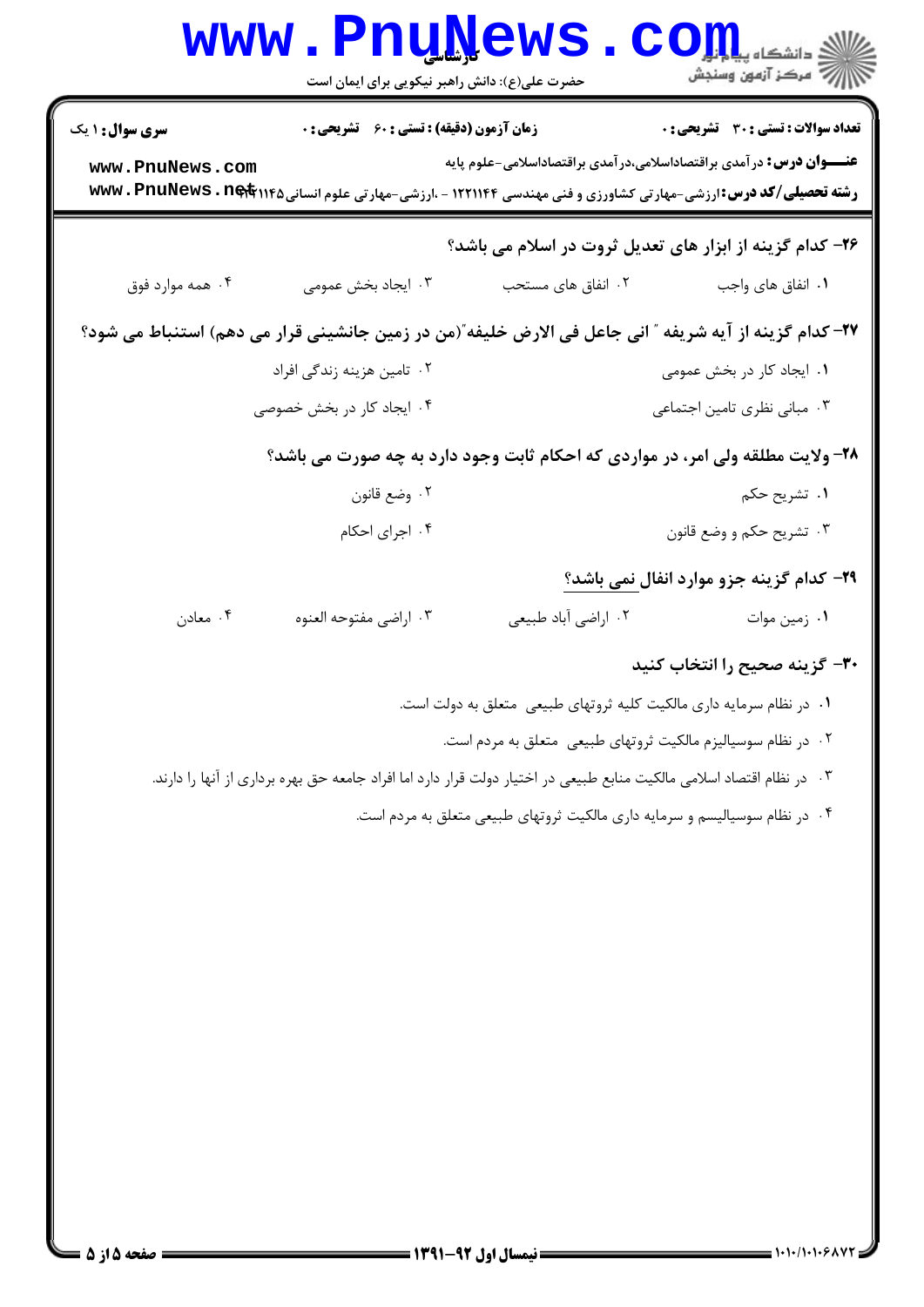۲۶- کدام گزینه از ابزار های تعدیل ثروت در اسلام می باشد؟

۱. انفاق های واجب
۲. انفاق های مستحب
۳. ایجاد بخش عمومی
۴. همه موارد فوق

۲۷- کدام گزینه از آیه شریفه " انی جاعل فی الارض خلیفه"(من در زمین جانشینی قرار می دهم) استنباط می شود؟

۱. ایجاد کار در بخش عمومی
۲. تامین هزینه زندگی افراد
۳. مبانی نظری تامین اجتماعی
۴. ایجاد کار در بخش خصوصی

۲۸- ولایت مطلقه ولی امر، در مواردی که احکام ثابت وجود دارد به چه صورت می باشد؟

۱. تشریح حکم
۲. وضع قانون
۳. تشریح حکم و وضع قانون
۴. اجرای احکام

۲۹- کدام گزینه جزو موارد انفال نمی باشد؟

۱. زمین موات
۲. اراضی آباد طبیعی
۳. اراضی مفتوحه العنوه
۴. معادن

۳۰- گزینه صحیح را انتخاب کنید

۱. در نظام سرمایه داری مالکیت کلیه ثروتهای طبیعی متعلق به دولت است.
۲. در نظام سوسیالیزم مالکیت ثروتهای طبیعی متعلق به مردم است.
۳. در نظام اقتصاد اسلامی مالکیت منابع طبیعی در اختیار دولت قرار دارد اما افراد جامعه حق بهره برداری از آنها را دارند.
۴. در نظام سوسیالیسم و سرمایه داری مالکیت ثروتهای طبیعی متعلق به مردم است.